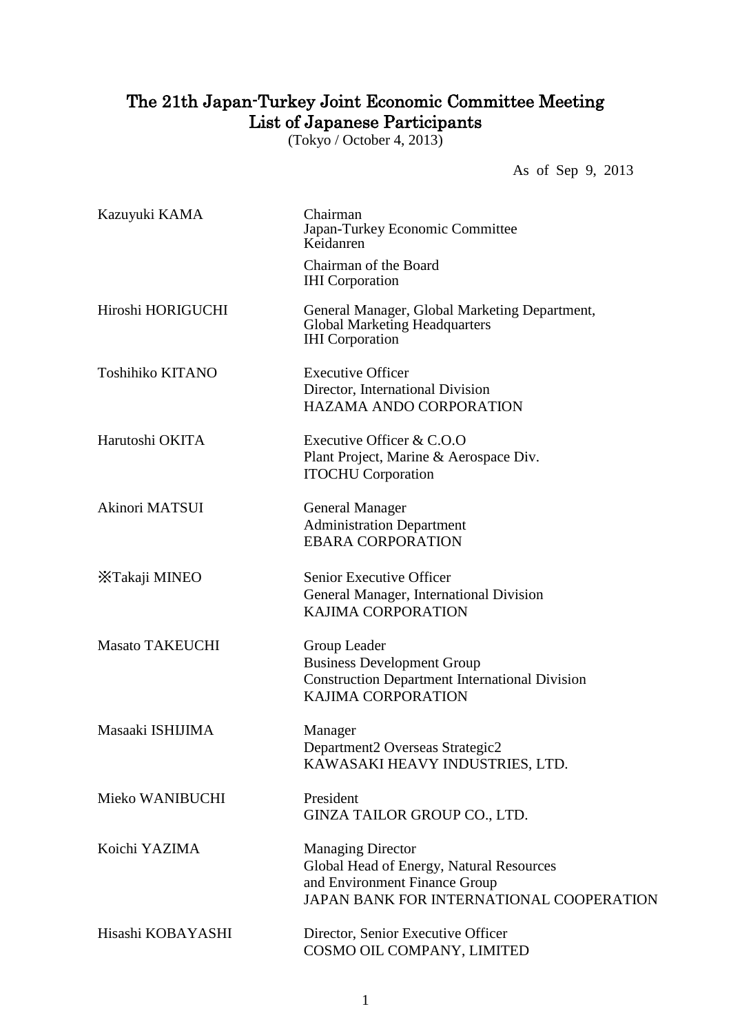# The 21th Japan-Turkey Joint Economic Committee Meeting
# List of Japanese Participants

(Tokyo / October 4, 2013)

As of Sep 9, 2013

| | |
|---|---|
| Kazuyuki KAMA | Chairman<br>Japan-Turkey Economic Committee<br>Keidanren<br><br>Chairman of the Board<br>IHI Corporation |
| Hiroshi HORIGUCHI | General Manager, Global Marketing Department,<br>Global Marketing Headquarters<br>IHI Corporation |
| Toshihiko KITANO | Executive Officer<br>Director, International Division<br>HAZAMA ANDO CORPORATION |
| Harutoshi OKITA | Executive Officer & C.O.O<br>Plant Project, Marine & Aerospace Div.<br>ITOCHU Corporation |
| Akinori MATSUI | General Manager<br>Administration Department<br>EBARA CORPORATION |
| ※Takaji MINEO | Senior Executive Officer<br>General Manager, International Division<br>KAJIMA CORPORATION |
| Masato TAKEUCHI | Group Leader<br>Business Development Group<br>Construction Department International Division<br>KAJIMA CORPORATION |
| Masaaki ISHIJIMA | Manager<br>Department2 Overseas Strategic2<br>KAWASAKI HEAVY INDUSTRIES, LTD. |
| Mieko WANIBUCHI | President<br>GINZA TAILOR GROUP CO., LTD. |
| Koichi YAZIMA | Managing Director<br>Global Head of Energy, Natural Resources<br>and Environment Finance Group<br>JAPAN BANK FOR INTERNATIONAL COOPERATION |
| Hisashi KOBAYASHI | Director, Senior Executive Officer<br>COSMO OIL COMPANY, LIMITED |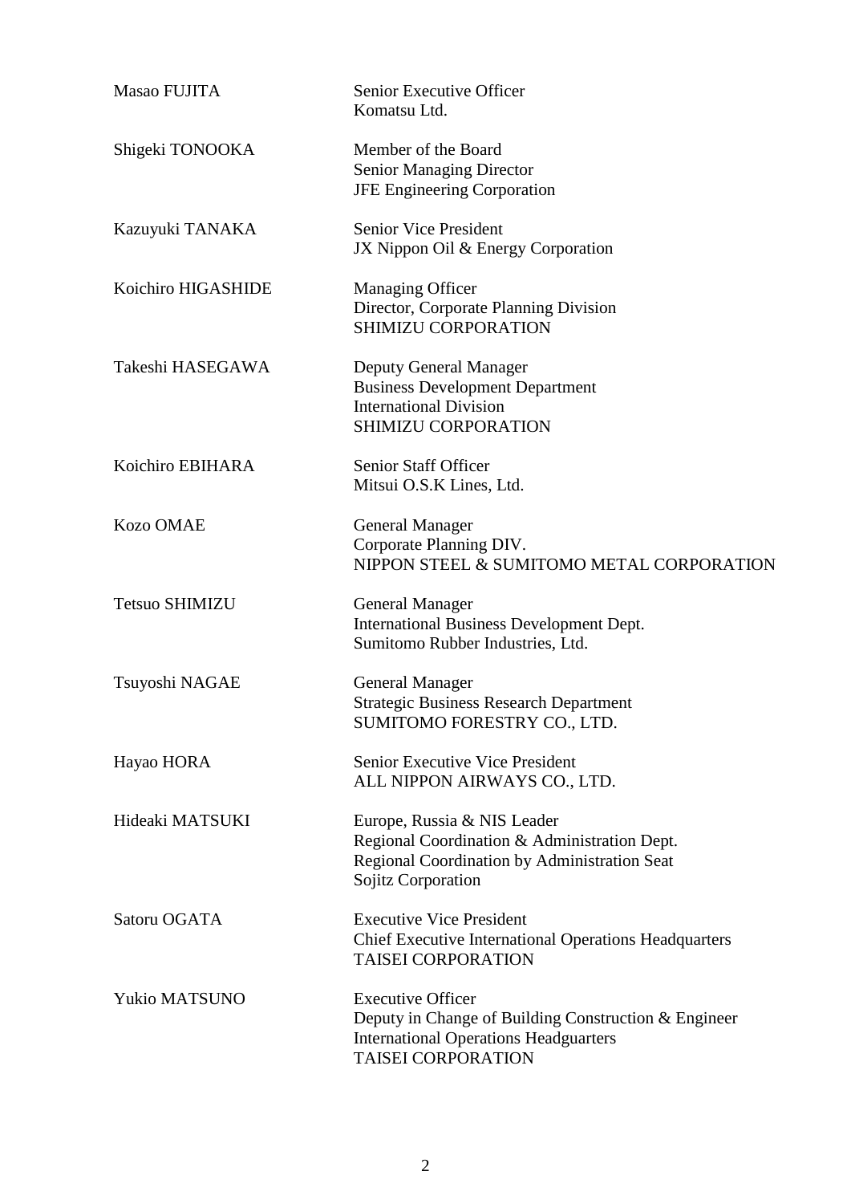| | |
|---|---|
| Masao FUJITA | Senior Executive Officer<br>Komatsu Ltd. |
| Shigeki TONOOKA | Member of the Board<br>Senior Managing Director<br>JFE Engineering Corporation |
| Kazuyuki TANAKA | Senior Vice President<br>JX Nippon Oil & Energy Corporation |
| Koichiro HIGASHIDE | Managing Officer<br>Director, Corporate Planning Division<br>SHIMIZU CORPORATION |
| Takeshi HASEGAWA | Deputy General Manager<br>Business Development Department<br>International Division<br>SHIMIZU CORPORATION |
| Koichiro EBIHARA | Senior Staff Officer<br>Mitsui O.S.K Lines, Ltd. |
| Kozo OMAE | General Manager<br>Corporate Planning DIV.<br>NIPPON STEEL & SUMITOMO METAL CORPORATION |
| Tetsuo SHIMIZU | General Manager<br>International Business Development Dept.<br>Sumitomo Rubber Industries, Ltd. |
| Tsuyoshi NAGAE | General Manager<br>Strategic Business Research Department<br>SUMITOMO FORESTRY CO., LTD. |
| Hayao HORA | Senior Executive Vice President<br>ALL NIPPON AIRWAYS CO., LTD. |
| Hideaki MATSUKI | Europe, Russia & NIS Leader<br>Regional Coordination & Administration Dept.<br>Regional Coordination by Administration Seat<br>Sojitz Corporation |
| Satoru OGATA | Executive Vice President<br>Chief Executive International Operations Headquarters<br>TAISEI CORPORATION |
| Yukio MATSUNO | Executive Officer<br>Deputy in Change of Building Construction & Engineer<br>International Operations Headguarters<br>TAISEI CORPORATION |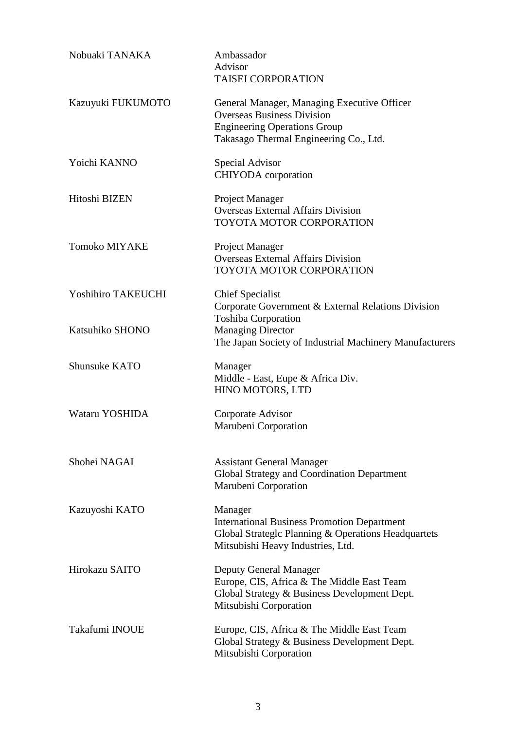| | |
|---|---|
| Nobuaki TANAKA | Ambassador<br>Advisor<br>TAISEI CORPORATION |
| Kazuyuki FUKUMOTO | General Manager, Managing Executive Officer<br>Overseas Business Division<br>Engineering Operations Group<br>Takasago Thermal Engineering Co., Ltd. |
| Yoichi KANNO | Special Advisor<br>CHIYODA corporation |
| Hitoshi BIZEN | Project Manager<br>Overseas External Affairs Division<br>TOYOTA MOTOR CORPORATION |
| Tomoko MIYAKE | Project Manager<br>Overseas External Affairs Division<br>TOYOTA MOTOR CORPORATION |
| Yoshihiro TAKEUCHI | Chief Specialist<br>Corporate Government & External Relations Division<br>Toshiba Corporation |
| Katsuhiko SHONO | Managing Director<br>The Japan Society of Industrial Machinery Manufacturers |
| Shunsuke KATO | Manager<br>Middle - East, Eupe & Africa Div.<br>HINO MOTORS, LTD |
| Wataru YOSHIDA | Corporate Advisor<br>Marubeni Corporation |
| Shohei NAGAI | Assistant General Manager<br>Global Strategy and Coordination Department<br>Marubeni Corporation |
| Kazuyoshi KATO | Manager<br>International Business Promotion Department<br>Global Strateglc Planning & Operations Headquartets<br>Mitsubishi Heavy Industries, Ltd. |
| Hirokazu SAITO | Deputy General Manager<br>Europe, CIS, Africa & The Middle East Team<br>Global Strategy & Business Development Dept.<br>Mitsubishi Corporation |
| Takafumi INOUE | Europe, CIS, Africa & The Middle East Team<br>Global Strategy & Business Development Dept.<br>Mitsubishi Corporation |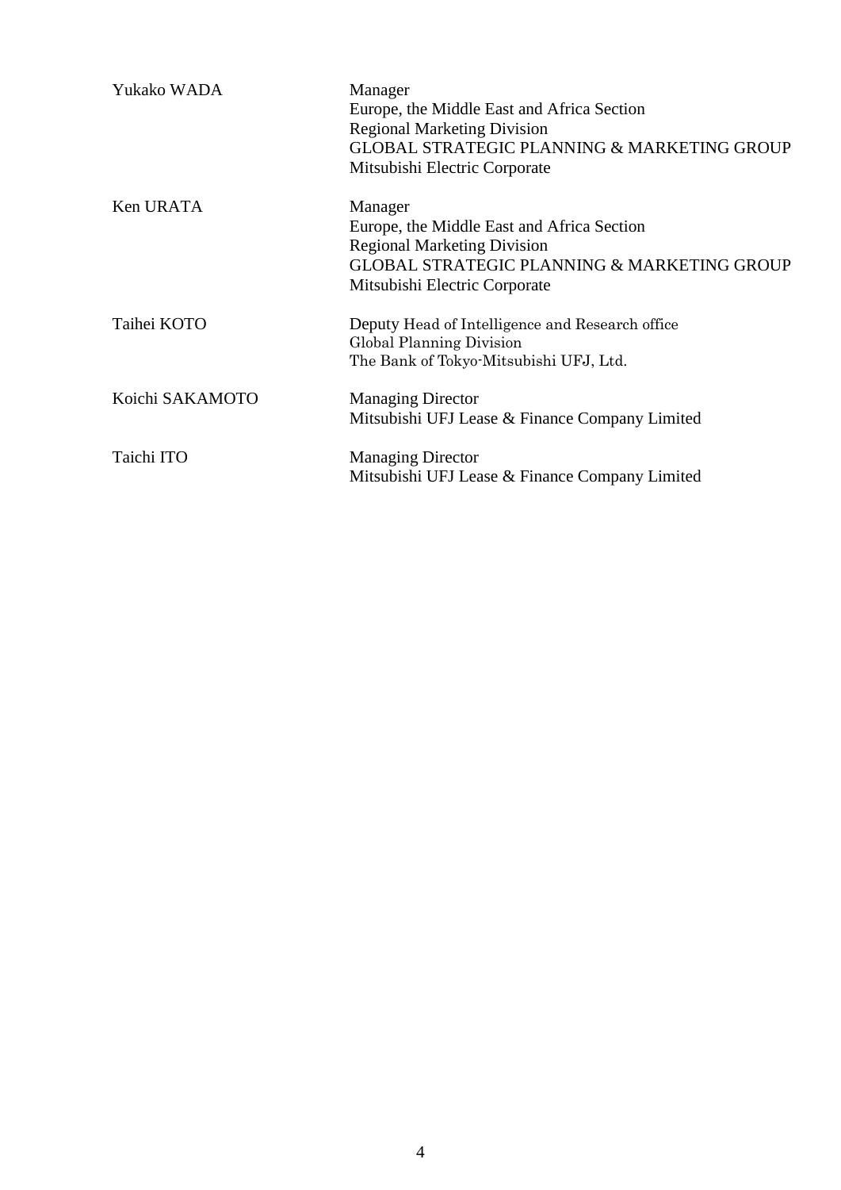| | |
|---|---|
| Yukako WADA | Manager<br>Europe, the Middle East and Africa Section<br>Regional Marketing Division<br>GLOBAL STRATEGIC PLANNING & MARKETING GROUP<br>Mitsubishi Electric Corporate |
| Ken URATA | Manager<br>Europe, the Middle East and Africa Section<br>Regional Marketing Division<br>GLOBAL STRATEGIC PLANNING & MARKETING GROUP<br>Mitsubishi Electric Corporate |
| Taihei KOTO | Deputy Head of Intelligence and Research office<br>Global Planning Division<br>The Bank of Tokyo-Mitsubishi UFJ, Ltd. |
| Koichi SAKAMOTO | Managing Director<br>Mitsubishi UFJ Lease & Finance Company Limited |
| Taichi ITO | Managing Director<br>Mitsubishi UFJ Lease & Finance Company Limited |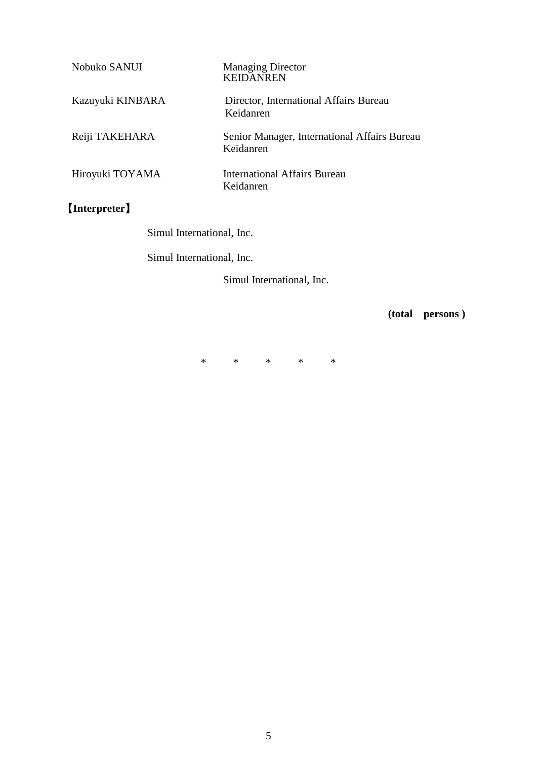| | |
|---|---|
| Nobuko SANUI | Managing Director<br>KEIDANREN |
| Kazuyuki KINBARA | Director, International Affairs Bureau<br>Keidanren |
| Reiji TAKEHARA | Senior Manager, International Affairs Bureau<br>Keidanren |
| Hiroyuki TOYAMA | International Affairs Bureau<br>Keidanren |

**【Interpreter】**

Simul International, Inc.

Simul International, Inc.

Simul International, Inc.

**(total persons )**

\* \* \* \* \*